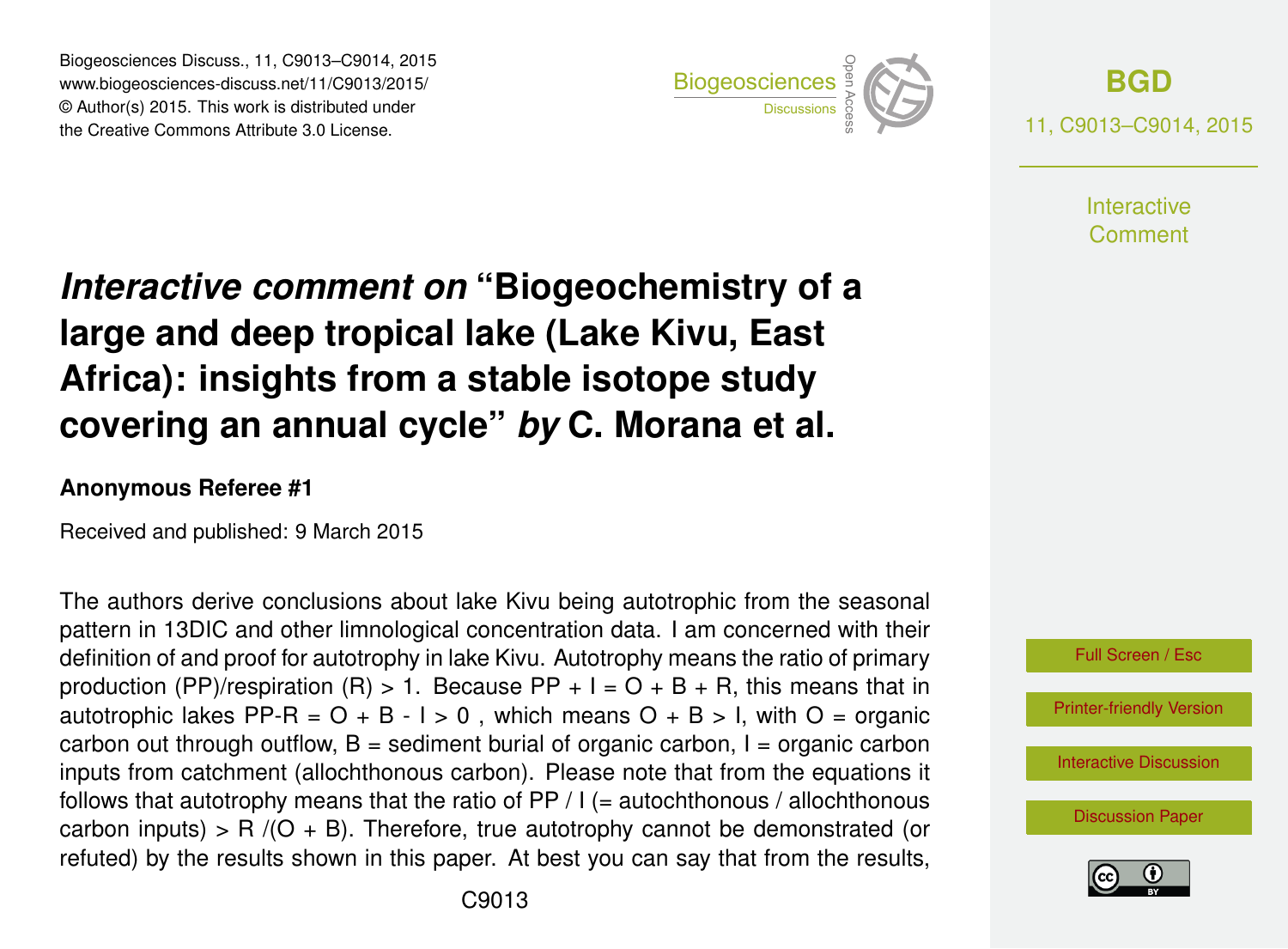# *Interactive comment on* "Biogeochemistry of a large and deep tropical lake (Lake Kivu, East Africa): insights from a stable isotope study covering an annual cycle" *by* C. Morana et al.

**Anonymous Referee #1**

Received and published: 9 March 2015

The authors derive conclusions about lake Kivu being autotrophic from the seasonal pattern in 13DIC and other limnological concentration data. I am concerned with their definition of and proof for autotrophy in lake Kivu. Autotrophy means the ratio of primary production (PP)/respiration (R) > 1. Because $PP + I = O + B + R$, this means that in autotrophic lakes $PP - R = O + B - I > 0$, which means $O + B > I$, with O = organic carbon out through outflow, B = sediment burial of organic carbon, I = organic carbon inputs from catchment (allochthonous carbon). Please note that from the equations it follows that autotrophy means that the ratio of PP / I (= autochthonous / allochthonous carbon inputs) > R /(O + B). Therefore, true autotrophy cannot be demonstrated (or refuted) by the results shown in this paper. At best you can say that from the results,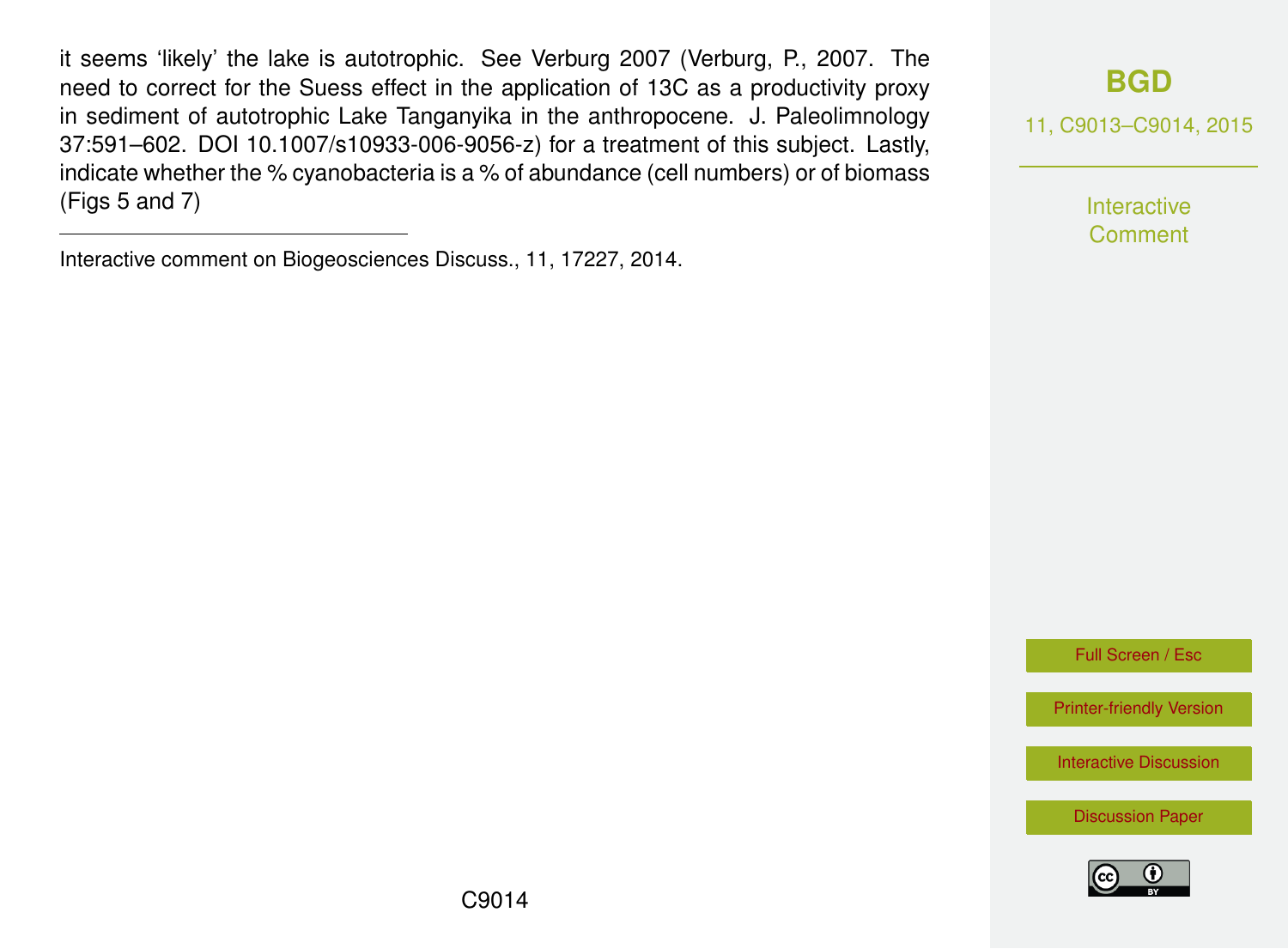it seems 'likely' the lake is autotrophic. See Verburg 2007 (Verburg, P., 2007. The need to correct for the Suess effect in the application of 13C as a productivity proxy in sediment of autotrophic Lake Tanganyika in the anthropocene. J. Paleolimnology 37:591–602. DOI 10.1007/s10933-006-9056-z) for a treatment of this subject. Lastly, indicate whether the % cyanobacteria is a % of abundance (cell numbers) or of biomass (Figs 5 and 7)

---

Interactive comment on Biogeosciences Discuss., 11, 17227, 2014.